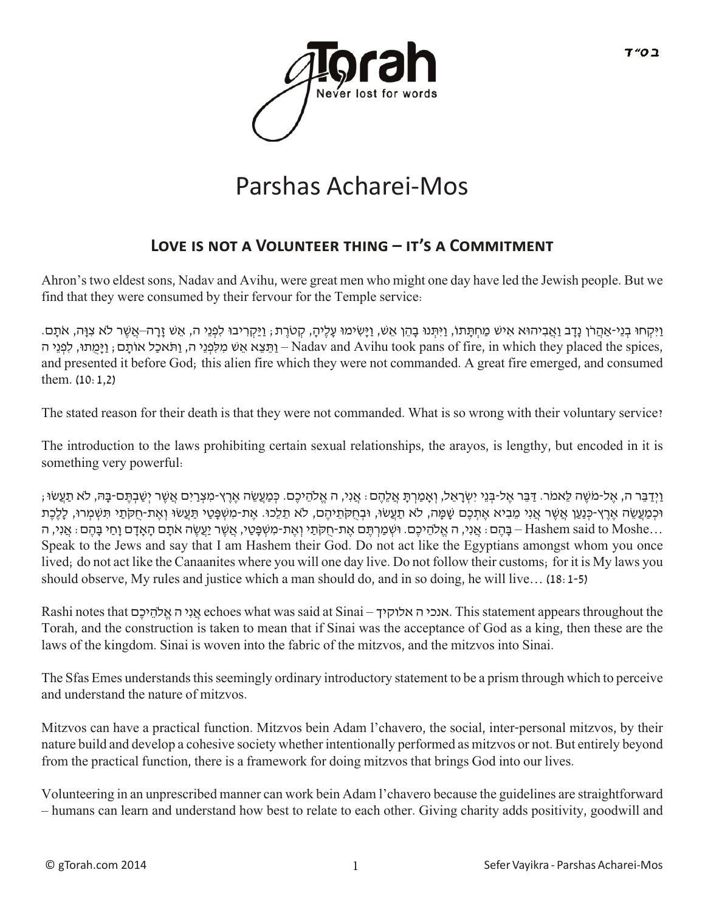# Parshas Acharei-Mos

## Love is not a Volunteer thing – it's a Commitment

Ahron's two eldest sons, Nadav and Avihu, were great men who might one day have led the Jewish people. But we find that they were consumed by their fervour for the Temple service:

וַיִּקְחוּ בְנֵי-אַהֲרֹן נָדָב וַאֲבִיהוּא אִישׁ מַחְתָּתוֹ, וַיִּתְּנוּ בָהֵן אֵשׁ, וַיָּשִׂימוּ עָלֶיהָ, קְטֹרֶת; וַיַּקְרִיבוּ לִפְנֵי ה, אֵשׁ זָרָה–אֲשֶׁר לֹא צִוָּה, אֹתָם. וַתֵּצֵא אֵשׁ מִלִּפְנֵי ה, וַתֹּאכַל אוֹתָם; וַיָּמֻתוּ, לִפְנֵי ה – Nadav and Avihu took pans of fire, in which they placed the spices, and presented it before God; this alien fire which they were not commanded. A great fire emerged, and consumed them. (10:1,2)

The stated reason for their death is that they were not commanded. What is so wrong with their voluntary service?

The introduction to the laws prohibiting certain sexual relationships, the arayos, is lengthy, but encoded in it is something very powerful:

וַיְדַבֵּר ה, אֶל-מֹשֶׁה לֵּאמֹר. דַּבֵּר אֶל-בְּנֵי יִשְׂרָאֵל, וְאָמַרְתָּ אֲלֵהֶם: אֲנִי, ה אֱלֹהֵיכֶם. כְּמַעֲשֵׂה אֶרֶץ-מִצְרַיִם אֲשֶׁר יְשַׁבְתֶּם-בָּהּ, לֹא תַעֲשׂוּ; וּכְמַעֲשֵׂה אֶרֶץ-כְּנַעַן אֲשֶׁר אֲנִי מֵבִיא אֶתְכֶם שָׁמָּה, לֹא תַעֲשׂוּ, וּבְחֻקֹּתֵיהֶם, לֹא תֵלֵכוּ. אֶת-מִשְׁפָּטַי תַּעֲשׂוּ וְאֶת-חֻקֹּתַי תִּשְׁמְרוּ, לָלֶכֶת בָּהֶם: אֲנִי, ה אֱלֹהֵיכֶם. וּשְׁמַרְתֶּם אֶת-חֻקֹּתַי וְאֶת-מִשְׁפָּטַי, אֲשֶׁר יַעֲשֶׂה אֹתָם הָאָדָם וָחַי בָּהֶם: אֲנִי, ה – Hashem said to Moshe… Speak to the Jews and say that I am Hashem their God. Do not act like the Egyptians amongst whom you once lived; do not act like the Canaanites where you will one day live. Do not follow their customs; for it is My laws you should observe, My rules and justice which a man should do, and in so doing, he will live… (18:1-5)

Rashi notes that אֲנִי ה אֱלֹהֵיכֶם echoes what was said at Sinai – אנכי ה אלוקיך. This statement appears throughout the Torah, and the construction is taken to mean that if Sinai was the acceptance of God as a king, then these are the laws of the kingdom. Sinai is woven into the fabric of the mitzvos, and the mitzvos into Sinai.

The Sfas Emes understands this seemingly ordinary introductory statement to be a prism through which to perceive and understand the nature of mitzvos.

Mitzvos can have a practical function. Mitzvos bein Adam l'chavero, the social, inter-personal mitzvos, by their nature build and develop a cohesive society whether intentionally performed as mitzvos or not. But entirely beyond from the practical function, there is a framework for doing mitzvos that brings God into our lives.

Volunteering in an unprescribed manner can work bein Adam l'chavero because the guidelines are straightforward – humans can learn and understand how best to relate to each other. Giving charity adds positivity, goodwill and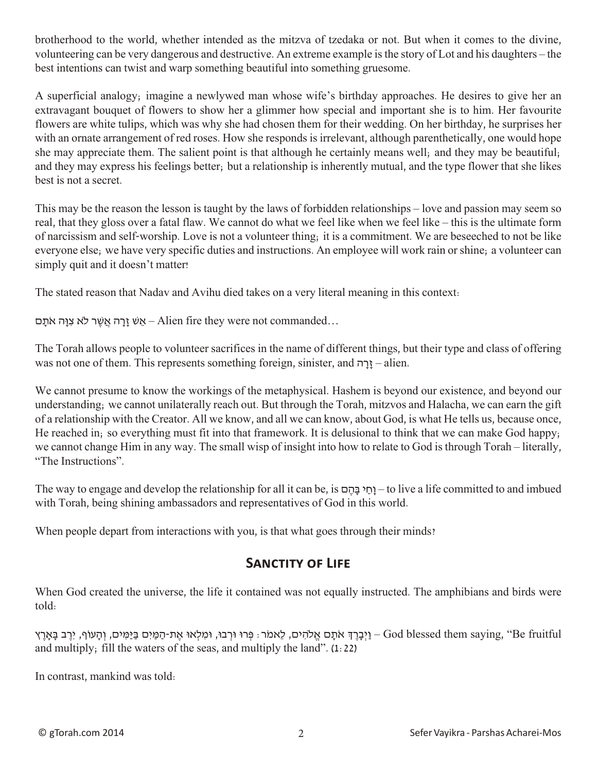brotherhood to the world, whether intended as the mitzva of tzedaka or not. But when it comes to the divine, volunteering can be very dangerous and destructive. An extreme example is the story of Lot and his daughters – the best intentions can twist and warp something beautiful into something gruesome.

A superficial analogy; imagine a newlywed man whose wife's birthday approaches. He desires to give her an extravagant bouquet of flowers to show her a glimmer how special and important she is to him. Her favourite flowers are white tulips, which was why she had chosen them for their wedding. On her birthday, he surprises her with an ornate arrangement of red roses. How she responds is irrelevant, although parenthetically, one would hope she may appreciate them. The salient point is that although he certainly means well; and they may be beautiful; and they may express his feelings better; but a relationship is inherently mutual, and the type flower that she likes best is not a secret.

This may be the reason the lesson is taught by the laws of forbidden relationships – love and passion may seem so real, that they gloss over a fatal flaw. We cannot do what we feel like when we feel like – this is the ultimate form of narcissism and self-worship. Love is not a volunteer thing; it is a commitment. We are beseeched to not be like everyone else; we have very specific duties and instructions. An employee will work rain or shine; a volunteer can simply quit and it doesn't matter!

The stated reason that Nadav and Avihu died takes on a very literal meaning in this context:

אֵשׁ זָרָה אֲשֶׁר לֹא צִוָּה אֹתָם – Alien fire they were not commanded…

The Torah allows people to volunteer sacrifices in the name of different things, but their type and class of offering was not one of them. This represents something foreign, sinister, and זָרָה – alien.

We cannot presume to know the workings of the metaphysical. Hashem is beyond our existence, and beyond our understanding; we cannot unilaterally reach out. But through the Torah, mitzvos and Halacha, we can earn the gift of a relationship with the Creator. All we know, and all we can know, about God, is what He tells us, because once, He reached in; so everything must fit into that framework. It is delusional to think that we can make God happy; we cannot change Him in any way. The small wisp of insight into how to relate to God is through Torah – literally, "The Instructions".

The way to engage and develop the relationship for all it can be, is וָחַי בָּהֶם – to live a life committed to and imbued with Torah, being shining ambassadors and representatives of God in this world.

When people depart from interactions with you, is that what goes through their minds?

## Sanctity of Life

When God created the universe, the life it contained was not equally instructed. The amphibians and birds were told:

וַיְבָרֶךְ אֹתָם אֱלֹהִים, לֵאמֹר: פְּרוּ וּרְבוּ, וּמִלְאוּ אֶת-הַמַּיִם בַּיַּמִּים, וְהָעוֹף, יִרֶב בָּאָרֶץ – God blessed them saying, "Be fruitful and multiply; fill the waters of the seas, and multiply the land". (1:22)

In contrast, mankind was told: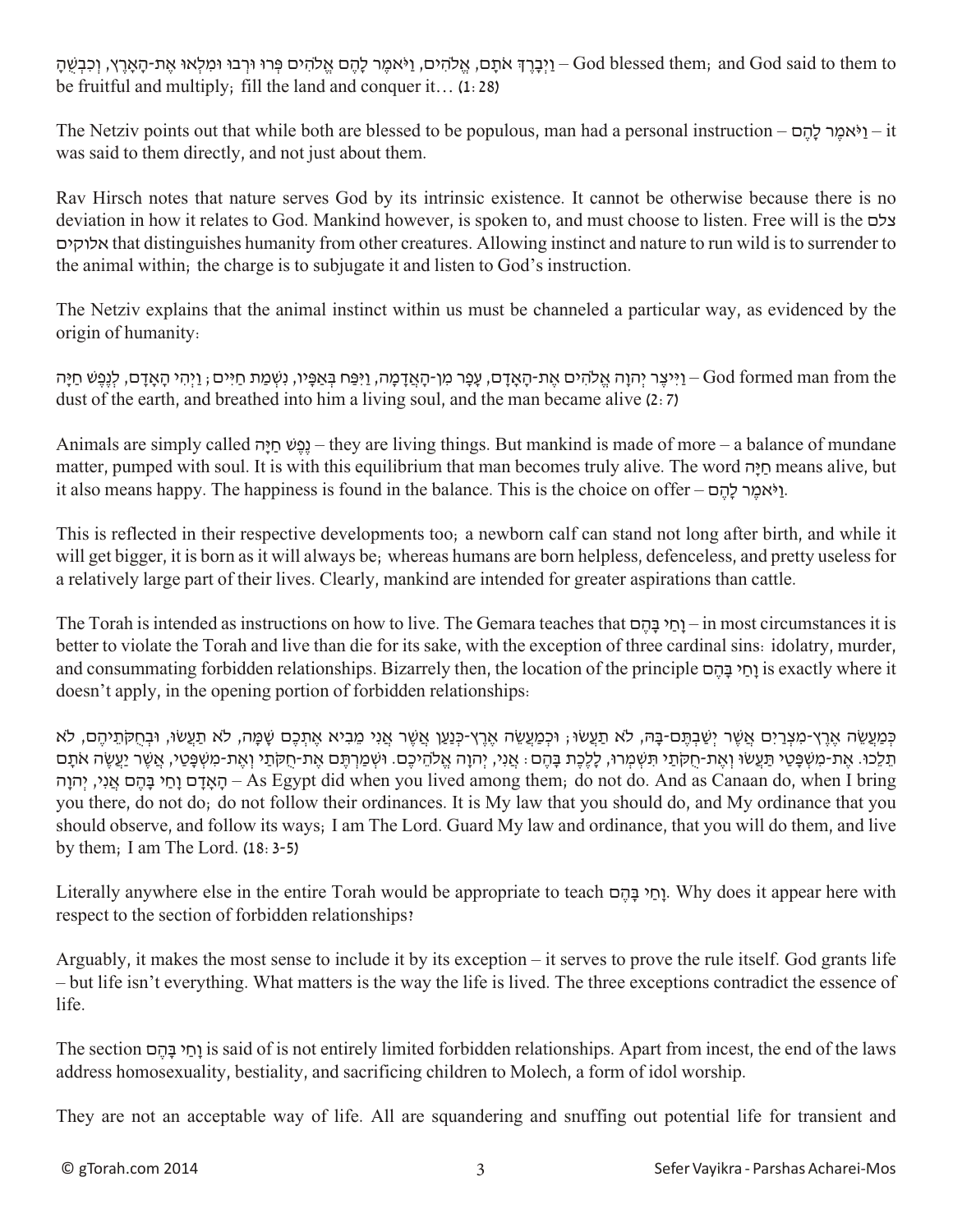וַיְבָרֶךְ אֹתָם, אֱלֹהִים, וַיֹּאמֶר לָהֶם אֱלֹהִים פְּרוּ וּרְבוּ וּמִלְאוּ אֶת-הָאָרֶץ, וְכִבְשֻׁהָ – God blessed them; and God said to them to be fruitful and multiply; fill the land and conquer it… (1:28)

The Netziv points out that while both are blessed to be populous, man had a personal instruction – וַיֹּאמֶר לָהֶם – it was said to them directly, and not just about them.

Rav Hirsch notes that nature serves God by its intrinsic existence. It cannot be otherwise because there is no deviation in how it relates to God. Mankind however, is spoken to, and must choose to listen. Free will is the צלם אלוקים that distinguishes humanity from other creatures. Allowing instinct and nature to run wild is to surrender to the animal within; the charge is to subjugate it and listen to God's instruction.

The Netziv explains that the animal instinct within us must be channeled a particular way, as evidenced by the origin of humanity:

וַיִּיצֶר יְהוָה אֱלֹהִים אֶת-הָאָדָם, עָפָר מִן-הָאֲדָמָה, וַיִּפַּח בְּאַפָּיו, נִשְׁמַת חַיִּים; וַיְהִי הָאָדָם, לְנֶפֶשׁ חַיָּה – God formed man from the dust of the earth, and breathed into him a living soul, and the man became alive (2:7)

Animals are simply called נֶפֶשׁ חַיָּה – they are living things. But mankind is made of more – a balance of mundane matter, pumped with soul. It is with this equilibrium that man becomes truly alive. The word חַיָּה means alive, but it also means happy. The happiness is found in the balance. This is the choice on offer – וַיֹּאמֶר לָהֶם.

This is reflected in their respective developments too; a newborn calf can stand not long after birth, and while it will get bigger, it is born as it will always be; whereas humans are born helpless, defenceless, and pretty useless for a relatively large part of their lives. Clearly, mankind are intended for greater aspirations than cattle.

The Torah is intended as instructions on how to live. The Gemara teaches that וָחַי בָּהֶם – in most circumstances it is better to violate the Torah and live than die for its sake, with the exception of three cardinal sins: idolatry, murder, and consummating forbidden relationships. Bizarrely then, the location of the principle וָחַי בָּהֶם is exactly where it doesn't apply, in the opening portion of forbidden relationships:

כְּמַעֲשֵׂה אֶרֶץ-מִצְרַיִם אֲשֶׁר יְשַׁבְתֶּם-בָּהּ, לֹא תַעֲשׂוּ; וּכְמַעֲשֵׂה אֶרֶץ-כְּנַעַן אֲשֶׁר אֲנִי מֵבִיא אֶתְכֶם שָׁמָּה, לֹא תַעֲשׂוּ, וּבְחֻקֹּתֵיהֶם, לֹא תֵלֵכוּ. אֶת-מִשְׁפָּטַי תַּעֲשׂוּ וְאֶת-חֻקֹּתַי תִּשְׁמְרוּ, לָלֶכֶת בָּהֶם: אֲנִי, יְהוָה אֱלֹהֵיכֶם. וּשְׁמַרְתֶּם אֶת-חֻקֹּתַי וְאֶת-מִשְׁפָּטַי, אֲשֶׁר יַעֲשֶׂה אֹתָם הָאָדָם וָחַי בָּהֶם אֲנִי, יְהוָה – As Egypt did when you lived among them; do not do. And as Canaan do, when I bring you there, do not do; do not follow their ordinances. It is My law that you should do, and My ordinance that you should observe, and follow its ways; I am The Lord. Guard My law and ordinance, that you will do them, and live by them; I am The Lord. (18:3-5)

Literally anywhere else in the entire Torah would be appropriate to teach וָחַי בָּהֶם. Why does it appear here with respect to the section of forbidden relationships?

Arguably, it makes the most sense to include it by its exception – it serves to prove the rule itself. God grants life – but life isn't everything. What matters is the way the life is lived. The three exceptions contradict the essence of life.

The section וָחַי בָּהֶם is said of is not entirely limited forbidden relationships. Apart from incest, the end of the laws address homosexuality, bestiality, and sacrificing children to Molech, a form of idol worship.

They are not an acceptable way of life. All are squandering and snuffing out potential life for transient and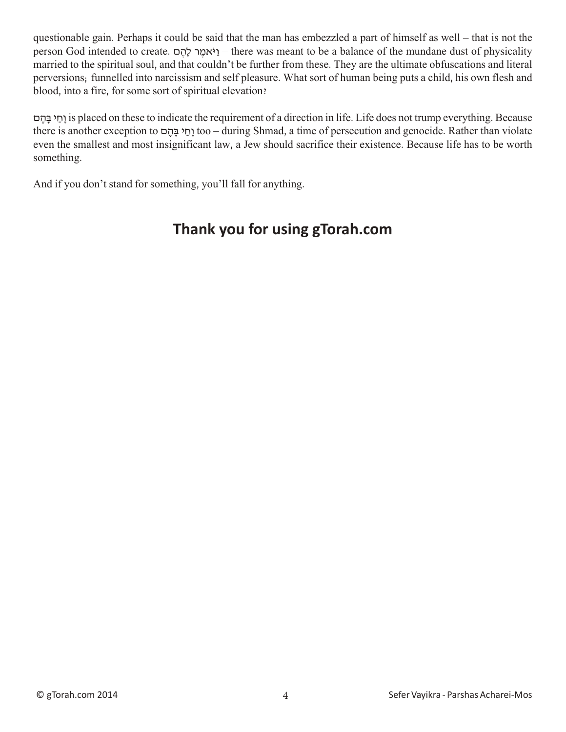questionable gain. Perhaps it could be said that the man has embezzled a part of himself as well – that is not the person God intended to create. וַיֹּאמֶר לָהֶם – there was meant to be a balance of the mundane dust of physicality married to the spiritual soul, and that couldn't be further from these. They are the ultimate obfuscations and literal perversions; funnelled into narcissism and self pleasure. What sort of human being puts a child, his own flesh and blood, into a fire, for some sort of spiritual elevation?

וָחַי בָּהֶם is placed on these to indicate the requirement of a direction in life. Life does not trump everything. Because there is another exception to וָחַי בָּהֶם too – during Shmad, a time of persecution and genocide. Rather than violate even the smallest and most insignificant law, a Jew should sacrifice their existence. Because life has to be worth something.

And if you don't stand for something, you'll fall for anything.

## **Thank you for using gTorah.com**